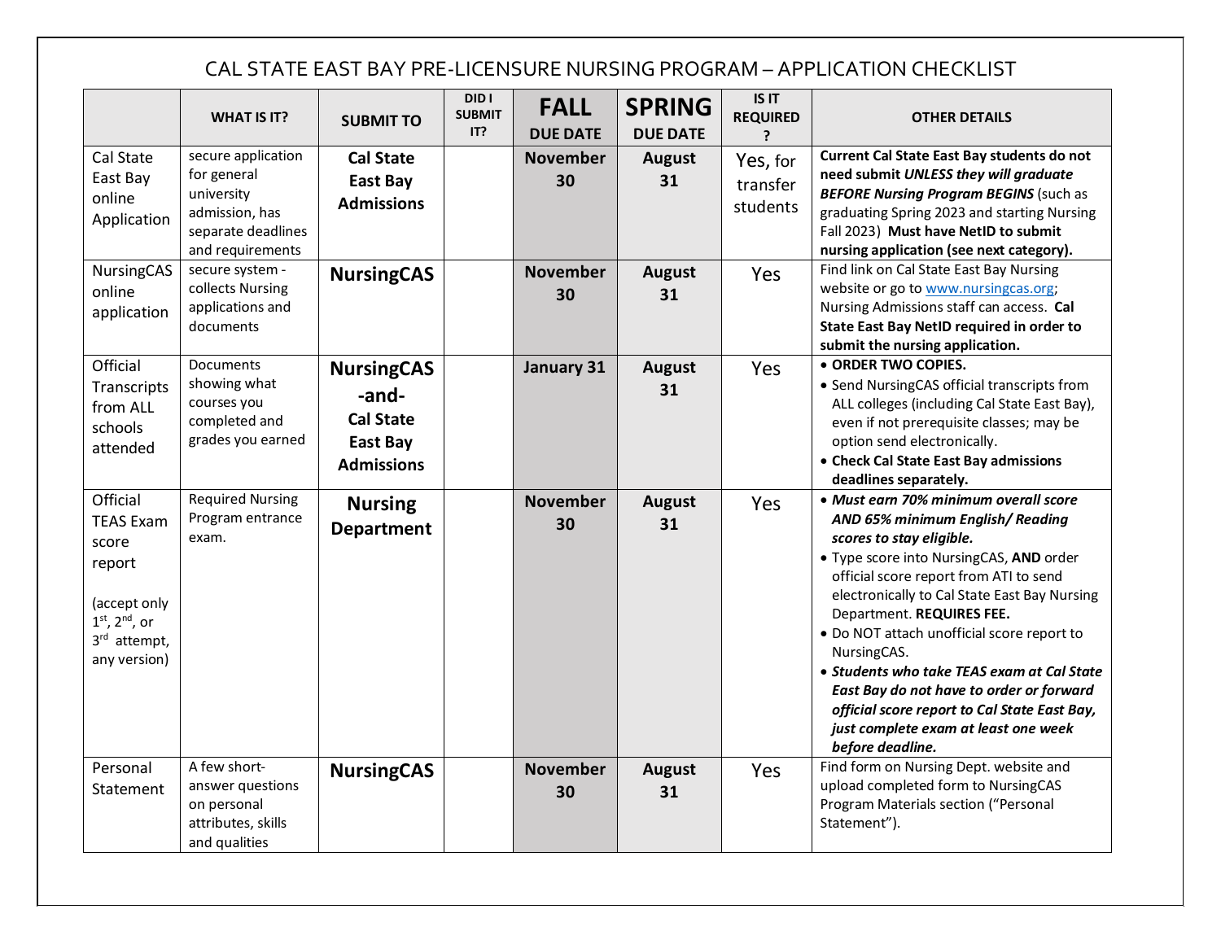# CAL STATE EAST BAY PRE-LICENSURE NURSING PROGRAM – APPLICATION CHECKLIST

| | WHAT IS IT? | SUBMIT TO | DID I SUBMIT IT? | FALL DUE DATE | SPRING DUE DATE | IS IT REQUIRED? | OTHER DETAILS |
|---|---|---|---|---|---|---|---|
| Cal State East Bay online Application | secure application for general university admission, has separate deadlines and requirements | **Cal State East Bay Admissions** | | **November 30** | **August 31** | Yes, for transfer students | **Current Cal State East Bay students do not need submit *UNLESS they will graduate BEFORE Nursing Program BEGINS*** (such as graduating Spring 2023 and starting Nursing Fall 2023) **Must have NetID to submit nursing application (see next category).** |
| NursingCAS online application | secure system - collects Nursing applications and documents | **NursingCAS** | | **November 30** | **August 31** | Yes | Find link on Cal State East Bay Nursing website or go to www.nursingcas.org; Nursing Admissions staff can access. **Cal State East Bay NetID required in order to submit the nursing application.** |
| Official Transcripts from ALL schools attended | Documents showing what courses you completed and grades you earned | **NursingCAS -and- Cal State East Bay Admissions** | | **January 31** | **August 31** | Yes | • **ORDER TWO COPIES.**<br>• Send NursingCAS official transcripts from ALL colleges (including Cal State East Bay), even if not prerequisite classes; may be option send electronically.<br>• **Check Cal State East Bay admissions deadlines separately.** |
| Official TEAS Exam score report<br><br>(accept only 1st, 2nd, or 3rd attempt, any version) | Required Nursing Program entrance exam. | **Nursing Department** | | **November 30** | **August 31** | Yes | • ***Must earn 70% minimum overall score AND 65% minimum English/ Reading scores to stay eligible.***<br>• Type score into NursingCAS, **AND** order official score report from ATI to send electronically to Cal State East Bay Nursing Department. **REQUIRES FEE.**<br>• Do NOT attach unofficial score report to NursingCAS.<br>• ***Students who take TEAS exam at Cal State East Bay do not have to order or forward official score report to Cal State East Bay, just complete exam at least one week before deadline.*** |
| Personal Statement | A few short-answer questions on personal attributes, skills and qualities | **NursingCAS** | | **November 30** | **August 31** | Yes | Find form on Nursing Dept. website and upload completed form to NursingCAS Program Materials section ("Personal Statement"). |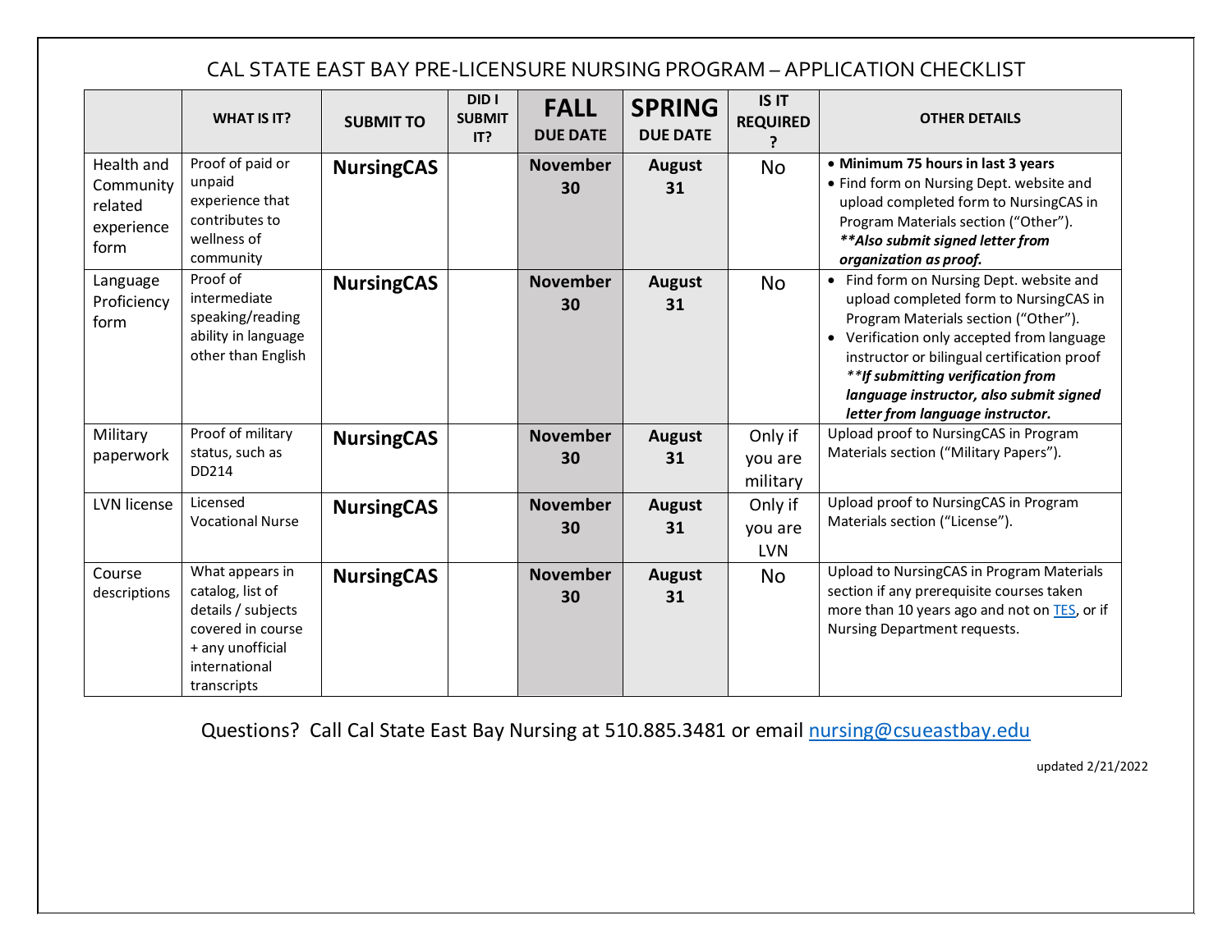# CAL STATE EAST BAY PRE-LICENSURE NURSING PROGRAM – APPLICATION CHECKLIST

| | WHAT IS IT? | SUBMIT TO | DID I SUBMIT IT? | FALL DUE DATE | SPRING DUE DATE | IS IT REQUIRED? | OTHER DETAILS |
|---|---|---|---|---|---|---|---|
| Health and Community related experience form | Proof of paid or unpaid experience that contributes to wellness of community | **NursingCAS** | | **November 30** | **August 31** | No | • **Minimum 75 hours in last 3 years**<br>• Find form on Nursing Dept. website and upload completed form to NursingCAS in Program Materials section ("Other"). ***\*\*Also submit signed letter from organization as proof.*** |
| Language Proficiency form | Proof of intermediate speaking/reading ability in language other than English | **NursingCAS** | | **November 30** | **August 31** | No | • Find form on Nursing Dept. website and upload completed form to NursingCAS in Program Materials section ("Other").<br>• Verification only accepted from language instructor or bilingual certification proof ***\*\*If submitting verification from language instructor, also submit signed letter from language instructor.*** |
| Military paperwork | Proof of military status, such as DD214 | **NursingCAS** | | **November 30** | **August 31** | Only if you are military | Upload proof to NursingCAS in Program Materials section ("Military Papers"). |
| LVN license | Licensed Vocational Nurse | **NursingCAS** | | **November 30** | **August 31** | Only if you are LVN | Upload proof to NursingCAS in Program Materials section ("License"). |
| Course descriptions | What appears in catalog, list of details / subjects covered in course + any unofficial international transcripts | **NursingCAS** | | **November 30** | **August 31** | No | Upload to NursingCAS in Program Materials section if any prerequisite courses taken more than 10 years ago and not on TES, or if Nursing Department requests. |

Questions? Call Cal State East Bay Nursing at 510.885.3481 or email nursing@csueastbay.edu

updated 2/21/2022